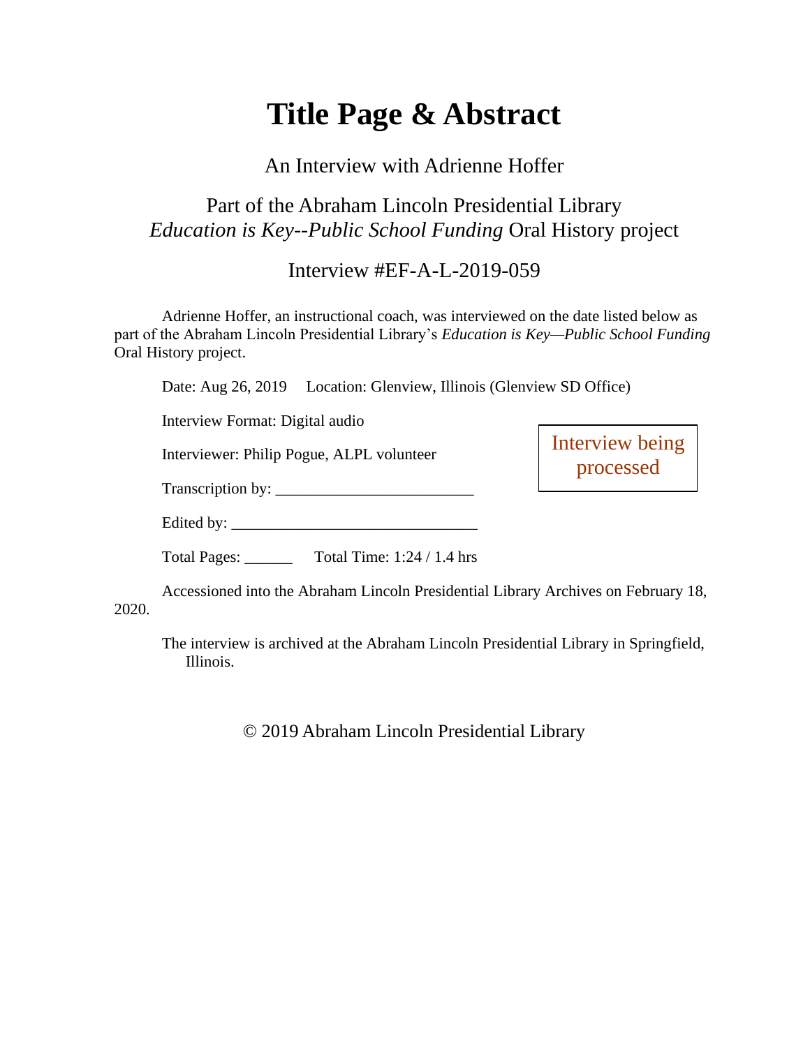# Title Page & Abstract

An Interview with Adrienne Hoffer

Part of the Abraham Lincoln Presidential Library
*Education is Key--Public School Funding* Oral History project

Interview #EF-A-L-2019-059

Adrienne Hoffer, an instructional coach, was interviewed on the date listed below as part of the Abraham Lincoln Presidential Library's *Education is Key—Public School Funding* Oral History project.

Date: Aug 26, 2019     Location: Glenview, Illinois (Glenview SD Office)

Interview Format: Digital audio

Interviewer: Philip Pogue, ALPL volunteer

Interview being processed

Transcription by: ________________________

Edited by: ______________________________

Total Pages: ______     Total Time: 1:24 / 1.4 hrs

Accessioned into the Abraham Lincoln Presidential Library Archives on February 18, 2020.

The interview is archived at the Abraham Lincoln Presidential Library in Springfield, Illinois.

© 2019 Abraham Lincoln Presidential Library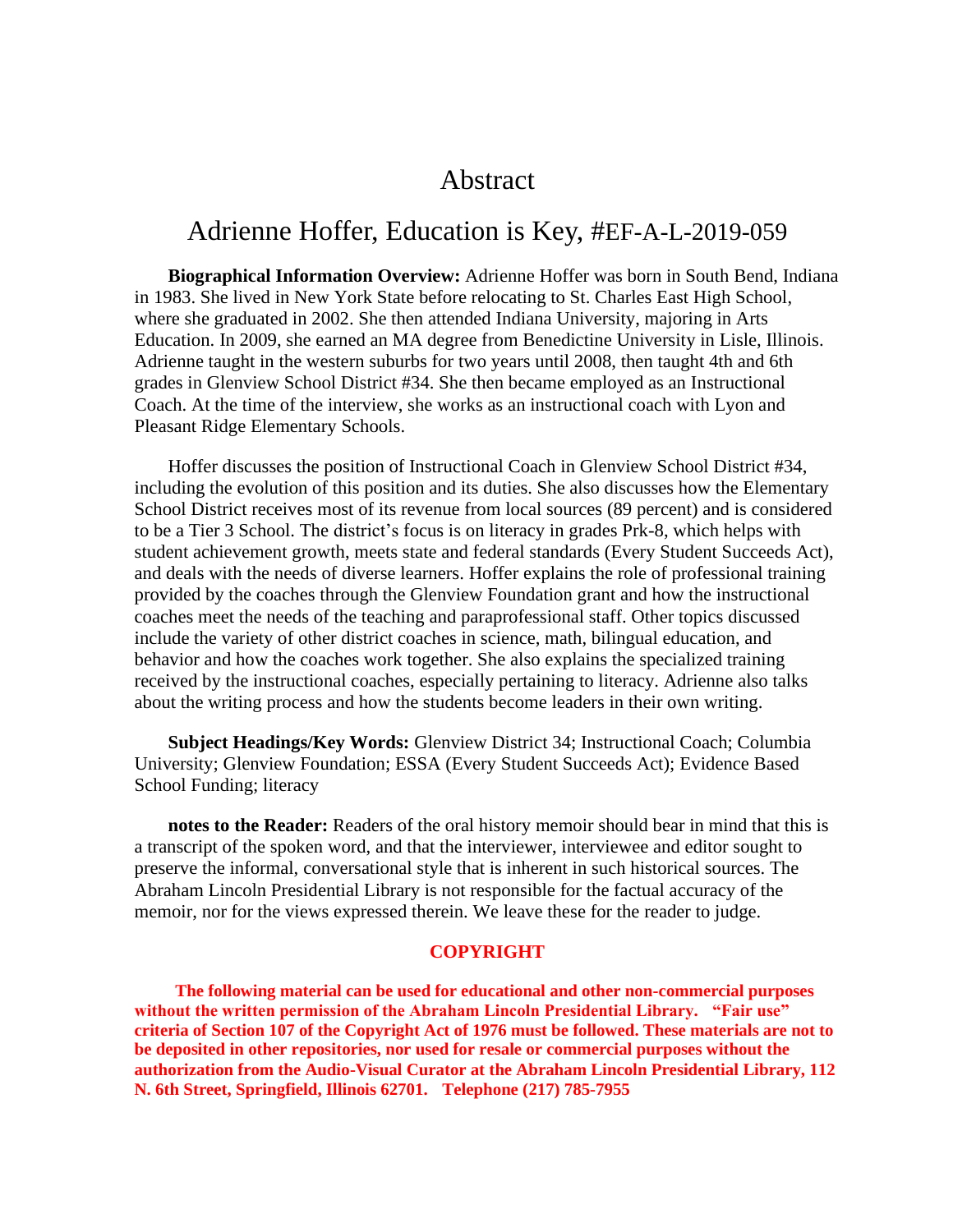# Abstract

## Adrienne Hoffer, Education is Key, #EF-A-L-2019-059

**Biographical Information Overview:** Adrienne Hoffer was born in South Bend, Indiana in 1983. She lived in New York State before relocating to St. Charles East High School, where she graduated in 2002. She then attended Indiana University, majoring in Arts Education. In 2009, she earned an MA degree from Benedictine University in Lisle, Illinois. Adrienne taught in the western suburbs for two years until 2008, then taught 4th and 6th grades in Glenview School District #34. She then became employed as an Instructional Coach. At the time of the interview, she works as an instructional coach with Lyon and Pleasant Ridge Elementary Schools.

Hoffer discusses the position of Instructional Coach in Glenview School District #34, including the evolution of this position and its duties. She also discusses how the Elementary School District receives most of its revenue from local sources (89 percent) and is considered to be a Tier 3 School. The district's focus is on literacy in grades Prk-8, which helps with student achievement growth, meets state and federal standards (Every Student Succeeds Act), and deals with the needs of diverse learners. Hoffer explains the role of professional training provided by the coaches through the Glenview Foundation grant and how the instructional coaches meet the needs of the teaching and paraprofessional staff. Other topics discussed include the variety of other district coaches in science, math, bilingual education, and behavior and how the coaches work together. She also explains the specialized training received by the instructional coaches, especially pertaining to literacy. Adrienne also talks about the writing process and how the students become leaders in their own writing.

**Subject Headings/Key Words:** Glenview District 34; Instructional Coach; Columbia University; Glenview Foundation; ESSA (Every Student Succeeds Act); Evidence Based School Funding; literacy

**notes to the Reader:** Readers of the oral history memoir should bear in mind that this is a transcript of the spoken word, and that the interviewer, interviewee and editor sought to preserve the informal, conversational style that is inherent in such historical sources. The Abraham Lincoln Presidential Library is not responsible for the factual accuracy of the memoir, nor for the views expressed therein. We leave these for the reader to judge.

**COPYRIGHT**

**The following material can be used for educational and other non-commercial purposes without the written permission of the Abraham Lincoln Presidential Library. "Fair use" criteria of Section 107 of the Copyright Act of 1976 must be followed. These materials are not to be deposited in other repositories, nor used for resale or commercial purposes without the authorization from the Audio-Visual Curator at the Abraham Lincoln Presidential Library, 112 N. 6th Street, Springfield, Illinois 62701. Telephone (217) 785-7955**